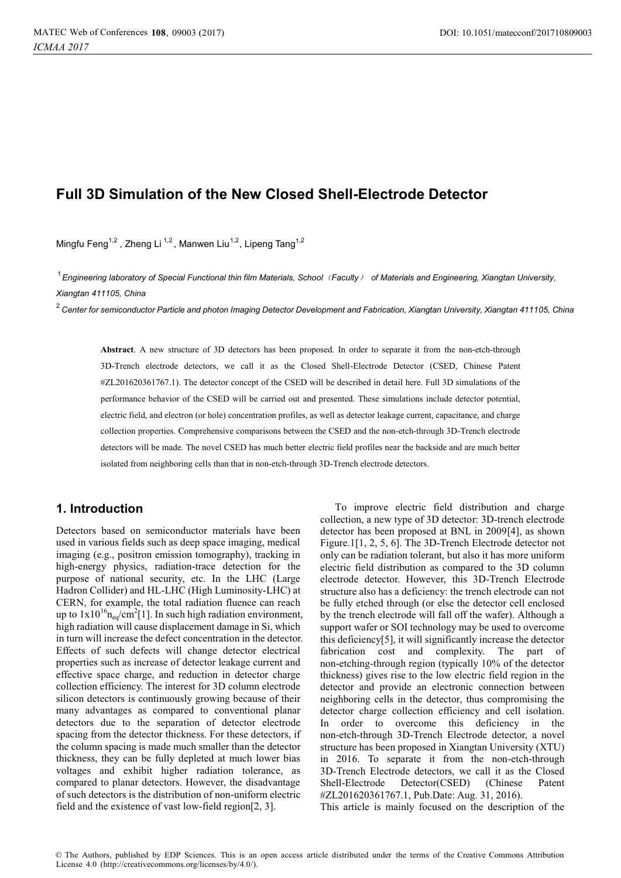# Full 3D Simulation of the New Closed Shell-Electrode Detector

Mingfu Feng[1,2], Zheng Li[1,2], Manwen Liu[1,2], Lipeng Tang[1,2]

[1] *Engineering laboratory of Special Functional thin film Materials, School（Faculty） of Materials and Engineering, Xiangtan University, Xiangtan 411105, China*

[2] *Center for semiconductor Particle and photon Imaging Detector Development and Fabrication, Xiangtan University, Xiangtan 411105, China*

**Abstract**. A new structure of 3D detectors has been proposed. In order to separate it from the non-etch-through 3D-Trench electrode detectors, we call it as the Closed Shell-Electrode Detector (CSED, Chinese Patent #ZL201620361767.1). The detector concept of the CSED will be described in detail here. Full 3D simulations of the performance behavior of the CSED will be carried out and presented. These simulations include detector potential, electric field, and electron (or hole) concentration profiles, as well as detector leakage current, capacitance, and charge collection properties. Comprehensive comparisons between the CSED and the non-etch-through 3D-Trench electrode detectors will be made. The novel CSED has much better electric field profiles near the backside and are much better isolated from neighboring cells than that in non-etch-through 3D-Trench electrode detectors.

## 1. Introduction

Detectors based on semiconductor materials have been used in various fields such as deep space imaging, medical imaging (e.g., positron emission tomography), tracking in high-energy physics, radiation-trace detection for the purpose of national security, etc. In the LHC (Large Hadron Collider) and HL-LHC (High Luminosity-LHC) at CERN, for example, the total radiation fluence can reach up to $1\text{x}10^{16} n_{eq}/cm^2$[1]. In such high radiation environment, high radiation will cause displacement damage in Si, which in turn will increase the defect concentration in the detector. Effects of such defects will change detector electrical properties such as increase of detector leakage current and effective space charge, and reduction in detector charge collection efficiency. The interest for 3D column electrode silicon detectors is continuously growing because of their many advantages as compared to conventional planar detectors due to the separation of detector electrode spacing from the detector thickness. For these detectors, if the column spacing is made much smaller than the detector thickness, they can be fully depleted at much lower bias voltages and exhibit higher radiation tolerance, as compared to planar detectors. However, the disadvantage of such detectors is the distribution of non-uniform electric field and the existence of vast low-field region[2, 3].

To improve electric field distribution and charge collection, a new type of 3D detector: 3D-trench electrode detector has been proposed at BNL in 2009[4], as shown Figure.1[1, 2, 5, 6]. The 3D-Trench Electrode detector not only can be radiation tolerant, but also it has more uniform electric field distribution as compared to the 3D column electrode detector. However, this 3D-Trench Electrode structure also has a deficiency: the trench electrode can not be fully etched through (or else the detector cell enclosed by the trench electrode will fall off the wafer). Although a support wafer or SOI technology may be used to overcome this deficiency[5], it will significantly increase the detector fabrication cost and complexity. The part of non-etching-through region (typically 10% of the detector thickness) gives rise to the low electric field region in the detector and provide an electronic connection between neighboring cells in the detector, thus compromising the detector charge collection efficiency and cell isolation. In order to overcome this deficiency in the non-etch-through 3D-Trench Electrode detector, a novel structure has been proposed in Xiangtan University (XTU) in 2016. To separate it from the non-etch-through 3D-Trench Electrode detectors, we call it as the Closed Shell-Electrode Detector(CSED) (Chinese Patent #ZL201620361767.1, Pub.Date: Aug. 31, 2016).

This article is mainly focused on the description of the

© The Authors, published by EDP Sciences. This is an open access article distributed under the terms of the Creative Commons Attribution License 4.0 (http://creativecommons.org/licenses/by/4.0/).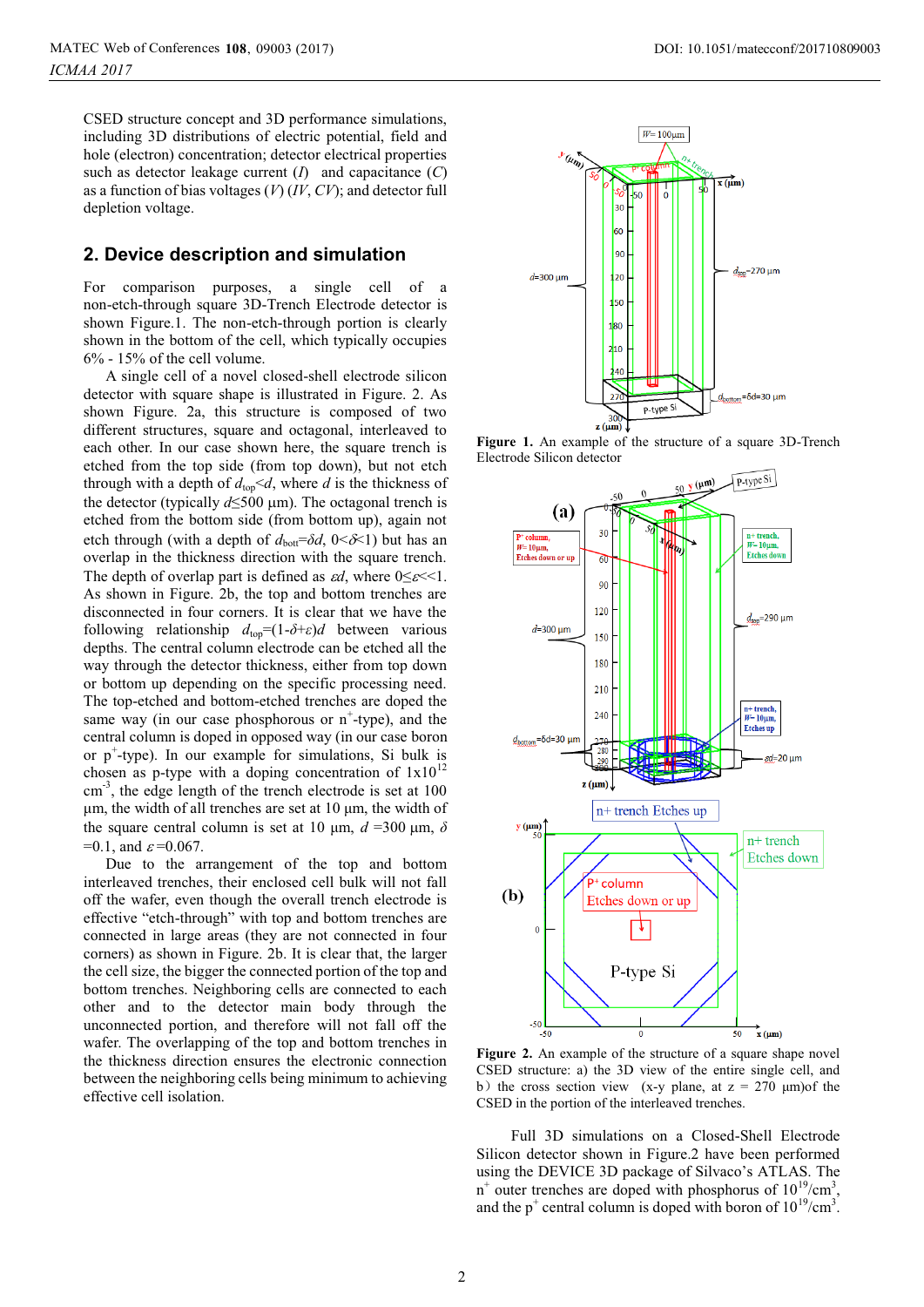CSED structure concept and 3D performance simulations, including 3D distributions of electric potential, field and hole (electron) concentration; detector electrical properties such as detector leakage current ($I$) and capacitance ($C$) as a function of bias voltages ($V$) ($IV$, $CV$); and detector full depletion voltage.

## 2. Device description and simulation

For comparison purposes, a single cell of a non-etch-through square 3D-Trench Electrode detector is shown Figure.1. The non-etch-through portion is clearly shown in the bottom of the cell, which typically occupies 6% - 15% of the cell volume.

A single cell of a novel closed-shell electrode silicon detector with square shape is illustrated in Figure. 2. As shown Figure. 2a, this structure is composed of two different structures, square and octagonal, interleaved to each other. In our case shown here, the square trench is etched from the top side (from top down), but not etch through with a depth of $d_{top}<d$, where $d$ is the thickness of the detector (typically $d \leq 500$ μm). The octagonal trench is etched from the bottom side (from bottom up), again not etch through (with a depth of $d_{bott}=\delta d$, $0<\delta<1$) but has an overlap in the thickness direction with the square trench. The depth of overlap part is defined as $\varepsilon d$, where $0 \leq \varepsilon << 1$. As shown in Figure. 2b, the top and bottom trenches are disconnected in four corners. It is clear that we have the following relationship $d_{top}=(1-\delta+\varepsilon)d$ between various depths. The central column electrode can be etched all the way through the detector thickness, either from top down or bottom up depending on the specific processing need. The top-etched and bottom-etched trenches are doped the same way (in our case phosphorous or $n^+$-type), and the central column is doped in opposed way (in our case boron or $p^+$-type). In our example for simulations, Si bulk is chosen as p-type with a doping concentration of $1 \times 10^{12}$ $cm^{-3}$, the edge length of the trench electrode is set at 100 μm, the width of all trenches are set at 10 μm, the width of the square central column is set at 10 μm, $d$ =300 μm, $\delta$ =0.1, and $\varepsilon$ =0.067.

Due to the arrangement of the top and bottom interleaved trenches, their enclosed cell bulk will not fall off the wafer, even though the overall trench electrode is effective "etch-through" with top and bottom trenches are connected in large areas (they are not connected in four corners) as shown in Figure. 2b. It is clear that, the larger the cell size, the bigger the connected portion of the top and bottom trenches. Neighboring cells are connected to each other and to the detector main body through the unconnected portion, and therefore will not fall off the wafer. The overlapping of the top and bottom trenches in the thickness direction ensures the electronic connection between the neighboring cells being minimum to achieving effective cell isolation.

**Figure 1.** An example of the structure of a square 3D-Trench Electrode Silicon detector

**Figure 2.** An example of the structure of a square shape novel CSED structure: a) the 3D view of the entire single cell, and b）the cross section view (x-y plane, at z = 270 μm)of the CSED in the portion of the interleaved trenches.

Full 3D simulations on a Closed-Shell Electrode Silicon detector shown in Figure.2 have been performed using the DEVICE 3D package of Silvaco's ATLAS. The $n^+$ outer trenches are doped with phosphorus of $10^{19}/cm^3$, and the $p^+$ central column is doped with boron of $10^{19}/cm^3$.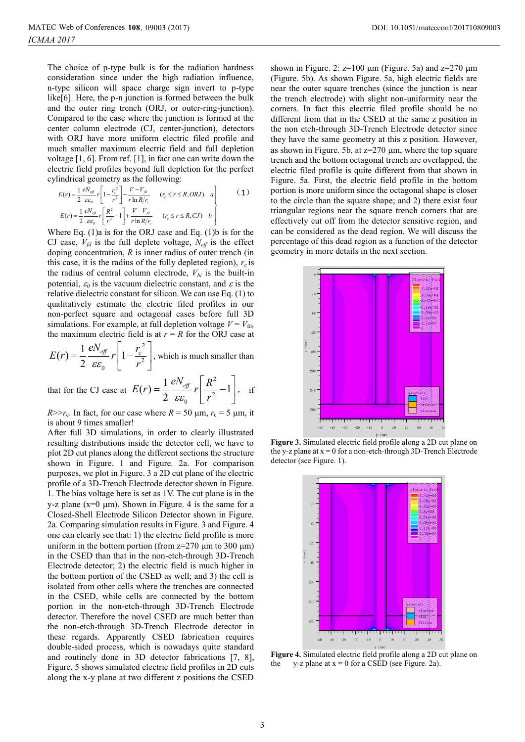The choice of p-type bulk is for the radiation hardness consideration since under the high radiation influence, n-type silicon will space charge sign invert to p-type like[6]. Here, the p-n junction is formed between the bulk and the outer ring trench (ORJ, or outer-ring-junction). Compared to the case where the junction is formed at the center column electrode (CJ, center-junction), detectors with ORJ have more uniform electric filed profile and much smaller maximum electric field and full depletion voltage [1, 6]. From ref. [1], in fact one can write down the electric field profiles beyond full depletion for the perfect cylindrical geometry as the following:

$$
\left.
\begin{aligned}
E(r) &= \frac{1}{2}\frac{eN_{eff}}{\varepsilon\varepsilon_0} r\left[1-\frac{r_c^2}{r^2}\right] - \frac{V-V_{fd}}{r\ln R/r_c} \quad (r_c \le r \le R, ORJ) \quad a \\
E(r) &= \frac{1}{2}\frac{eN_{eff}}{\varepsilon\varepsilon_0} r\left[\frac{R^2}{r^2}-1\right] + \frac{V-V_{fd}}{r\ln R/r_c} \quad (r_c \le r \le R, CJ) \quad b
\end{aligned}
\right\} \qquad (1)
$$

Where Eq. (1)a is for the ORJ case and Eq. (1)b is for the CJ case, $V_{fd}$ is the full deplete voltage, $N_{eff}$ is the effect doping concentration, $R$ is inner radius of outer trench (in this case, it is the radius of the fully depleted region), $r_c$ is the radius of central column electrode, $V_{bi}$ is the built-in potential, $\varepsilon_0$ is the vacuum dielectric constant, and $\varepsilon$ is the relative dielectric constant for silicon. We can use Eq. (1) to qualitatively estimate the electric filed profiles in our non-perfect square and octagonal cases before full 3D simulations. For example, at full depletion voltage $V = V_{fd}$, the maximum electric field is at $r = R$ for the ORJ case at $E(r) = \frac{1}{2}\frac{eN_{eff}}{\varepsilon\varepsilon_0} r\left[1-\frac{r_c^2}{r^2}\right]$, which is much smaller than that for the CJ case at $E(r) = \frac{1}{2}\frac{eN_{eff}}{\varepsilon\varepsilon_0} r\left[\frac{R^2}{r^2}-1\right]$, if $R \gg r_c$. In fact, for our case where $R$ = 50 μm, $r_c$ = 5 μm, it is about 9 times smaller!

After full 3D simulations, in order to clearly illustrated resulting distributions inside the detector cell, we have to plot 2D cut planes along the different sections the structure shown in Figure. 1 and Figure. 2a. For comparison purposes, we plot in Figure. 3 a 2D cut plane of the electric profile of a 3D-Trench Electrode detector shown in Figure. 1. The bias voltage here is set as 1V. The cut plane is in the y-z plane (x=0 μm). Shown in Figure. 4 is the same for a Closed-Shell Electrode Silicon Detector shown in Figure. 2a. Comparing simulation results in Figure. 3 and Figure. 4 one can clearly see that: 1) the electric field profile is more uniform in the bottom portion (from z=270 μm to 300 μm) in the CSED than that in the non-etch-through 3D-Trench Electrode detector; 2) the electric field is much higher in the bottom portion of the CSED as well; and 3) the cell is isolated from other cells where the trenches are connected in the CSED, while cells are connected by the bottom portion in the non-etch-through 3D-Trench Electrode detector. Therefore the novel CSED are much better than the non-etch-through 3D-Trench Electrode detector in these regards. Apparently CSED fabrication requires double-sided process, which is nowadays quite standard and routinely done in 3D detector fabrications [7, 8], Figure. 5 shows simulated electric field profiles in 2D cuts along the x-y plane at two different z positions the CSED shown in Figure. 2: z=100 μm (Figure. 5a) and z=270 μm (Figure. 5b). As shown Figure. 5a, high electric fields are near the outer square trenches (since the junction is near the trench electrode) with slight non-uniformity near the corners. In fact this electric filed profile should be no different from that in the CSED at the same z position in the non etch-through 3D-Trench Electrode detector since they have the same geometry at this z position. However, as shown in Figure. 5b, at z=270 μm, where the top square trench and the bottom octagonal trench are overlapped, the electric filed profile is quite different from that shown in Figure. 5a. First, the electric field profile in the bottom portion is more uniform since the octagonal shape is closer to the circle than the square shape; and 2) there exist four triangular regions near the square trench corners that are effectively cut off from the detector sensitive region, and can be considered as the dead region. We will discuss the percentage of this dead region as a function of the detector geometry in more details in the next section.

**Figure 3.** Simulated electric field profile along a 2D cut plane on the y-z plane at x = 0 for a non-etch-through 3D-Trench Electrode detector (see Figure. 1).

**Figure 4.** Simulated electric field profile along a 2D cut plane on the y-z plane at x = 0 for a CSED (see Figure. 2a).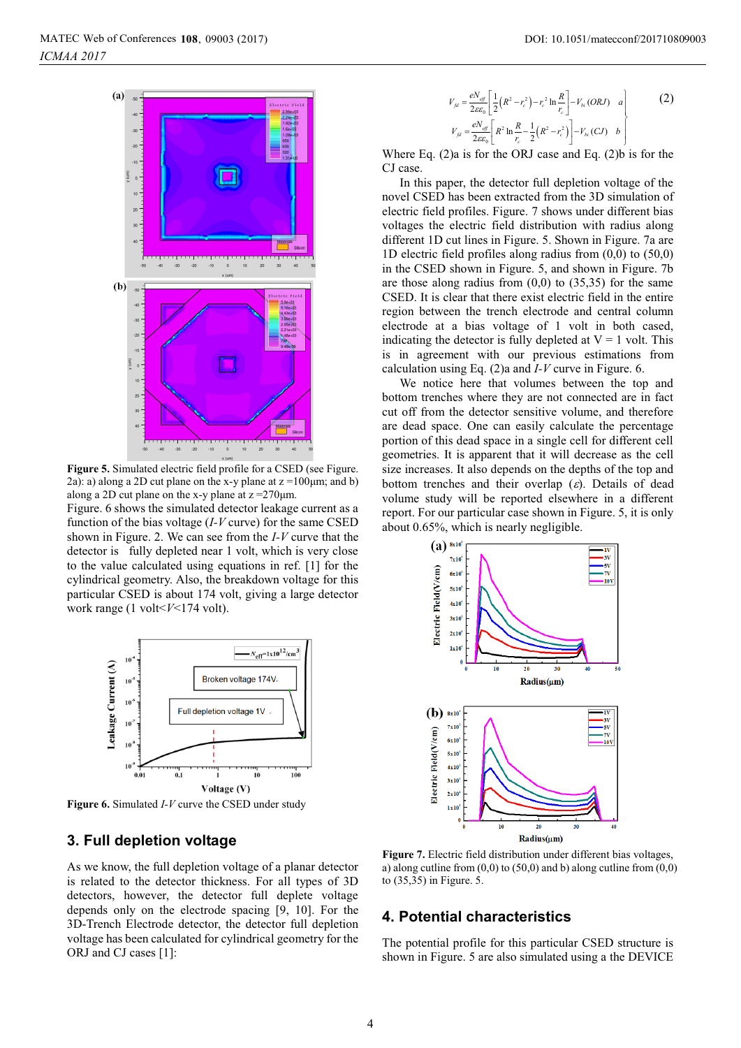**Figure 5.** Simulated electric field profile for a CSED (see Figure. 2a): a) along a 2D cut plane on the x-y plane at z =100μm; and b) along a 2D cut plane on the x-y plane at z =270μm.

Figure. 6 shows the simulated detector leakage current as a function of the bias voltage (*I-V* curve) for the same CSED shown in Figure. 2. We can see from the *I-V* curve that the detector is fully depleted near 1 volt, which is very close to the value calculated using equations in ref. [1] for the cylindrical geometry. Also, the breakdown voltage for this particular CSED is about 174 volt, giving a large detector work range (1 volt<*V*<174 volt).

**Figure 6.** Simulated *I-V* curve the CSED under study

## 3. Full depletion voltage

As we know, the full depletion voltage of a planar detector is related to the detector thickness. For all types of 3D detectors, however, the detector full deplete voltage depends only on the electrode spacing [9, 10]. For the 3D-Trench Electrode detector, the detector full depletion voltage has been calculated for cylindrical geometry for the ORJ and CJ cases [1]:

$$
\begin{cases}
V_{fd} = \dfrac{eN_{eff}}{2\varepsilon\varepsilon_0}\left[\dfrac{1}{2}\left(R^2 - r_c^2\right) - r_c^2 \ln\dfrac{R}{r_c}\right] - V_{bi}\,(ORJ) & a \\[2ex]
V_{fd} = \dfrac{eN_{eff}}{2\varepsilon\varepsilon_0}\left[R^2 \ln\dfrac{R}{r_c} - \dfrac{1}{2}\left(R^2 - r_c^2\right)\right] - V_{bi}\,(CJ) & b
\end{cases}
\tag{2}
$$

Where Eq. (2)a is for the ORJ case and Eq. (2)b is for the CJ case.

In this paper, the detector full depletion voltage of the novel CSED has been extracted from the 3D simulation of electric field profiles. Figure. 7 shows under different bias voltages the electric field distribution with radius along different 1D cut lines in Figure. 5. Shown in Figure. 7a are 1D electric field profiles along radius from (0,0) to (50,0) in the CSED shown in Figure. 5, and shown in Figure. 7b are those along radius from (0,0) to (35,35) for the same CSED. It is clear that there exist electric field in the entire region between the trench electrode and central column electrode at a bias voltage of 1 volt in both cased, indicating the detector is fully depleted at V = 1 volt. This is in agreement with our previous estimations from calculation using Eq. (2)a and *I-V* curve in Figure. 6.

We notice here that volumes between the top and bottom trenches where they are not connected are in fact cut off from the detector sensitive volume, and therefore are dead space. One can easily calculate the percentage portion of this dead space in a single cell for different cell geometries. It is apparent that it will decrease as the cell size increases. It also depends on the depths of the top and bottom trenches and their overlap ($\varepsilon$). Details of dead volume study will be reported elsewhere in a different report. For our particular case shown in Figure. 5, it is only about 0.65%, which is nearly negligible.

**Figure 7.** Electric field distribution under different bias voltages, a) along cutline from (0,0) to (50,0) and b) along cutline from (0,0) to (35,35) in Figure. 5.

## 4. Potential characteristics

The potential profile for this particular CSED structure is shown in Figure. 5 are also simulated using a the DEVICE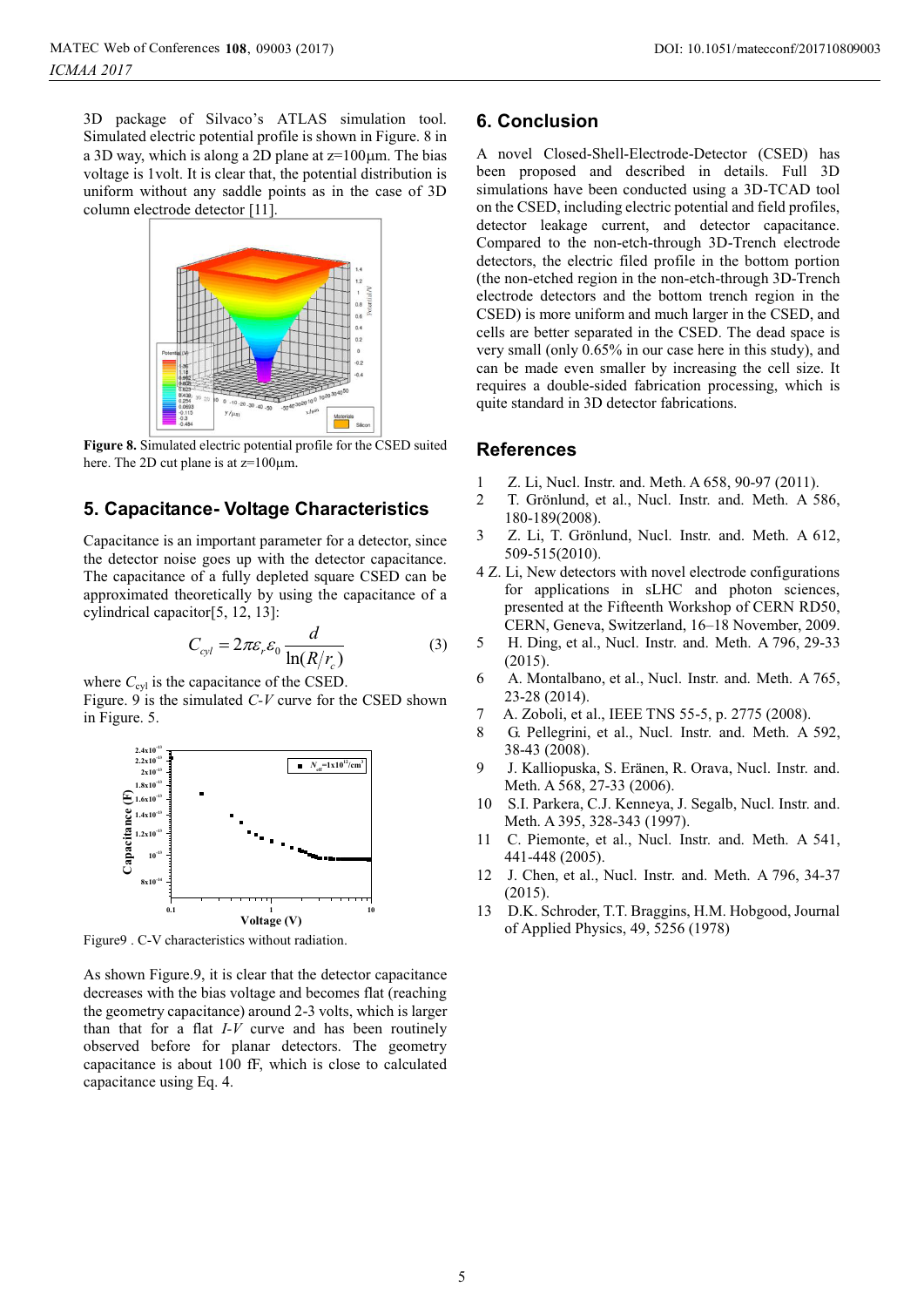3D package of Silvaco's ATLAS simulation tool. Simulated electric potential profile is shown in Figure. 8 in a 3D way, which is along a 2D plane at z=100μm. The bias voltage is 1volt. It is clear that, the potential distribution is uniform without any saddle points as in the case of 3D column electrode detector [11].

Figure 8. Simulated electric potential profile for the CSED suited here. The 2D cut plane is at z=100μm.

## 5. Capacitance- Voltage Characteristics

Capacitance is an important parameter for a detector, since the detector noise goes up with the detector capacitance. The capacitance of a fully depleted square CSED can be approximated theoretically by using the capacitance of a cylindrical capacitor[5, 12, 13]:

$$C_{cyl} = 2\pi\varepsilon_r\varepsilon_0 \frac{d}{\ln(R/r_c)} \tag{3}$$

where $C_{cyl}$ is the capacitance of the CSED.
Figure. 9 is the simulated $C$-$V$ curve for the CSED shown in Figure. 5.

Capacitance (F)
Voltage (V)
$N_{eff}$=1x10$^{12}$/cm$^3$

Figure9 . C-V characteristics without radiation.

As shown Figure.9, it is clear that the detector capacitance decreases with the bias voltage and becomes flat (reaching the geometry capacitance) around 2-3 volts, which is larger than that for a flat $I$-$V$ curve and has been routinely observed before for planar detectors. The geometry capacitance is about 100 fF, which is close to calculated capacitance using Eq. 4.

## 6. Conclusion

A novel Closed-Shell-Electrode-Detector (CSED) has been proposed and described in details. Full 3D simulations have been conducted using a 3D-TCAD tool on the CSED, including electric potential and field profiles, detector leakage current, and detector capacitance. Compared to the non-etch-through 3D-Trench electrode detectors, the electric filed profile in the bottom portion (the non-etched region in the non-etch-through 3D-Trench electrode detectors and the bottom trench region in the CSED) is more uniform and much larger in the CSED, and cells are better separated in the CSED. The dead space is very small (only 0.65% in our case here in this study), and can be made even smaller by increasing the cell size. It requires a double-sided fabrication processing, which is quite standard in 3D detector fabrications.

## References

1. Z. Li, Nucl. Instr. and. Meth. A 658, 90-97 (2011).
2. T. Grönlund, et al., Nucl. Instr. and. Meth. A 586, 180-189(2008).
3. Z. Li, T. Grönlund, Nucl. Instr. and. Meth. A 612, 509-515(2010).
4. Z. Li, New detectors with novel electrode configurations for applications in sLHC and photon sciences, presented at the Fifteenth Workshop of CERN RD50, CERN, Geneva, Switzerland, 16–18 November, 2009.
5. H. Ding, et al., Nucl. Instr. and. Meth. A 796, 29-33 (2015).
6. A. Montalbano, et al., Nucl. Instr. and. Meth. A 765, 23-28 (2014).
7. A. Zoboli, et al., IEEE TNS 55-5, p. 2775 (2008).
8. G. Pellegrini, et al., Nucl. Instr. and. Meth. A 592, 38-43 (2008).
9. J. Kalliopuska, S. Eränen, R. Orava, Nucl. Instr. and. Meth. A 568, 27-33 (2006).
10. S.I. Parkera, C.J. Kenneya, J. Segalb, Nucl. Instr. and. Meth. A 395, 328-343 (1997).
11. C. Piemonte, et al., Nucl. Instr. and. Meth. A 541, 441-448 (2005).
12. J. Chen, et al., Nucl. Instr. and. Meth. A 796, 34-37 (2015).
13. D.K. Schroder, T.T. Braggins, H.M. Hobgood, Journal of Applied Physics, 49, 5256 (1978)